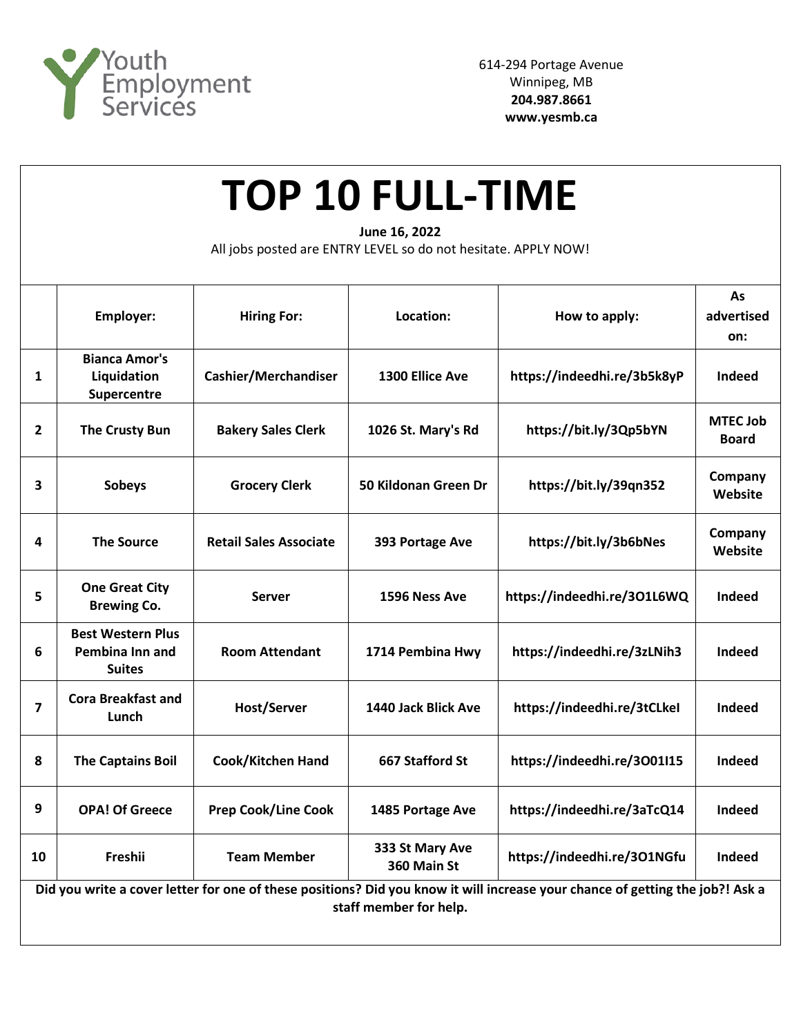Youth Employment Services

614-294 Portage Avenue
Winnipeg, MB
**204.987.8661**
**www.yesmb.ca**

# TOP 10 FULL-TIME

**June 16, 2022**

All jobs posted are ENTRY LEVEL so do not hesitate. APPLY NOW!

| | Employer: | Hiring For: | Location: | How to apply: | As advertised on: |
|---|---|---|---|---|---|
| 1 | Bianca Amor's Liquidation Supercentre | Cashier/Merchandiser | 1300 Ellice Ave | https://indeedhi.re/3b5k8yP | Indeed |
| 2 | The Crusty Bun | Bakery Sales Clerk | 1026 St. Mary's Rd | https://bit.ly/3Qp5bYN | MTEC Job Board |
| 3 | Sobeys | Grocery Clerk | 50 Kildonan Green Dr | https://bit.ly/39qn352 | Company Website |
| 4 | The Source | Retail Sales Associate | 393 Portage Ave | https://bit.ly/3b6bNes | Company Website |
| 5 | One Great City Brewing Co. | Server | 1596 Ness Ave | https://indeedhi.re/3O1L6WQ | Indeed |
| 6 | Best Western Plus Pembina Inn and Suites | Room Attendant | 1714 Pembina Hwy | https://indeedhi.re/3zLNih3 | Indeed |
| 7 | Cora Breakfast and Lunch | Host/Server | 1440 Jack Blick Ave | https://indeedhi.re/3tCLkeI | Indeed |
| 8 | The Captains Boil | Cook/Kitchen Hand | 667 Stafford St | https://indeedhi.re/3O01I15 | Indeed |
| 9 | OPA! Of Greece | Prep Cook/Line Cook | 1485 Portage Ave | https://indeedhi.re/3aTcQ14 | Indeed |
| 10 | Freshii | Team Member | 333 St Mary Ave<br>360 Main St | https://indeedhi.re/3O1NGfu | Indeed |

**Did you write a cover letter for one of these positions? Did you know it will increase your chance of getting the job?! Ask a staff member for help.**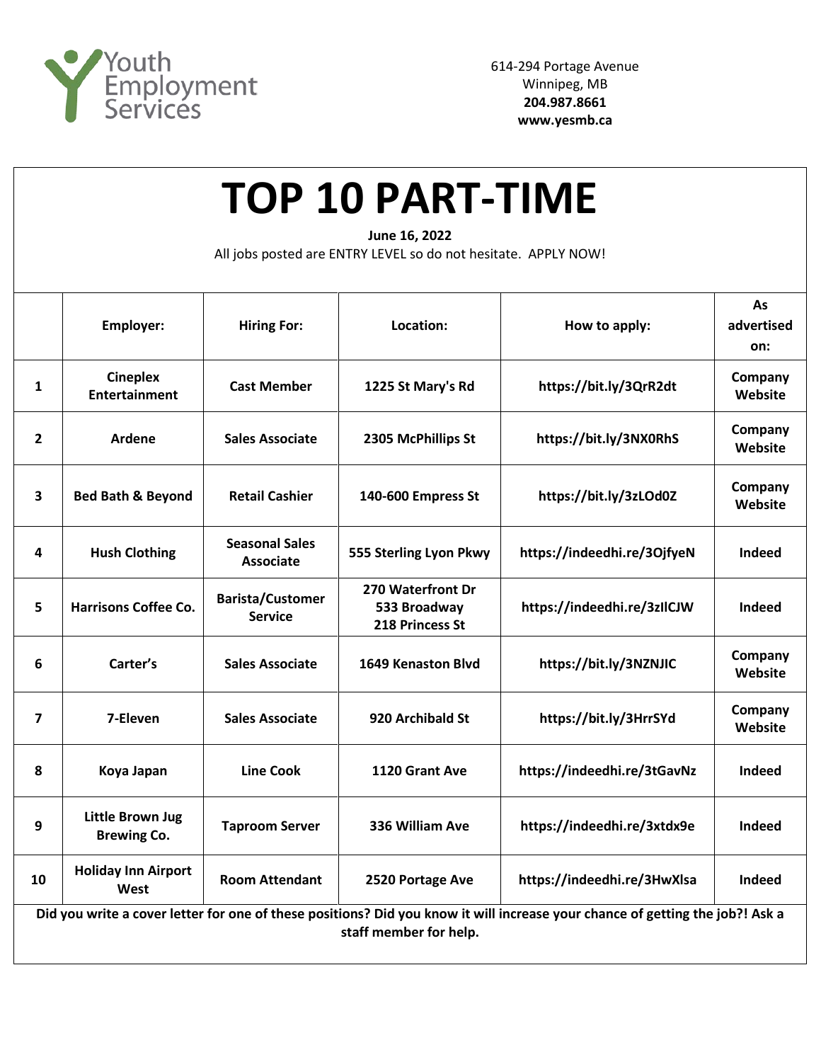Youth Employment Services

614-294 Portage Avenue
Winnipeg, MB
**204.987.8661**
**www.yesmb.ca**

# TOP 10 PART-TIME

**June 16, 2022**

All jobs posted are ENTRY LEVEL so do not hesitate. APPLY NOW!

| | Employer: | Hiring For: | Location: | How to apply: | As advertised on: |
|---|---|---|---|---|---|
| 1 | Cineplex Entertainment | Cast Member | 1225 St Mary's Rd | https://bit.ly/3QrR2dt | Company Website |
| 2 | Ardene | Sales Associate | 2305 McPhillips St | https://bit.ly/3NX0RhS | Company Website |
| 3 | Bed Bath & Beyond | Retail Cashier | 140-600 Empress St | https://bit.ly/3zLOd0Z | Company Website |
| 4 | Hush Clothing | Seasonal Sales Associate | 555 Sterling Lyon Pkwy | https://indeedhi.re/3OjfyeN | Indeed |
| 5 | Harrisons Coffee Co. | Barista/Customer Service | 270 Waterfront Dr<br>533 Broadway<br>218 Princess St | https://indeedhi.re/3zIlCJW | Indeed |
| 6 | Carter's | Sales Associate | 1649 Kenaston Blvd | https://bit.ly/3NZNJIC | Company Website |
| 7 | 7-Eleven | Sales Associate | 920 Archibald St | https://bit.ly/3HrrSYd | Company Website |
| 8 | Koya Japan | Line Cook | 1120 Grant Ave | https://indeedhi.re/3tGavNz | Indeed |
| 9 | Little Brown Jug Brewing Co. | Taproom Server | 336 William Ave | https://indeedhi.re/3xtdx9e | Indeed |
| 10 | Holiday Inn Airport West | Room Attendant | 2520 Portage Ave | https://indeedhi.re/3HwXlsa | Indeed |

**Did you write a cover letter for one of these positions? Did you know it will increase your chance of getting the job?! Ask a staff member for help.**